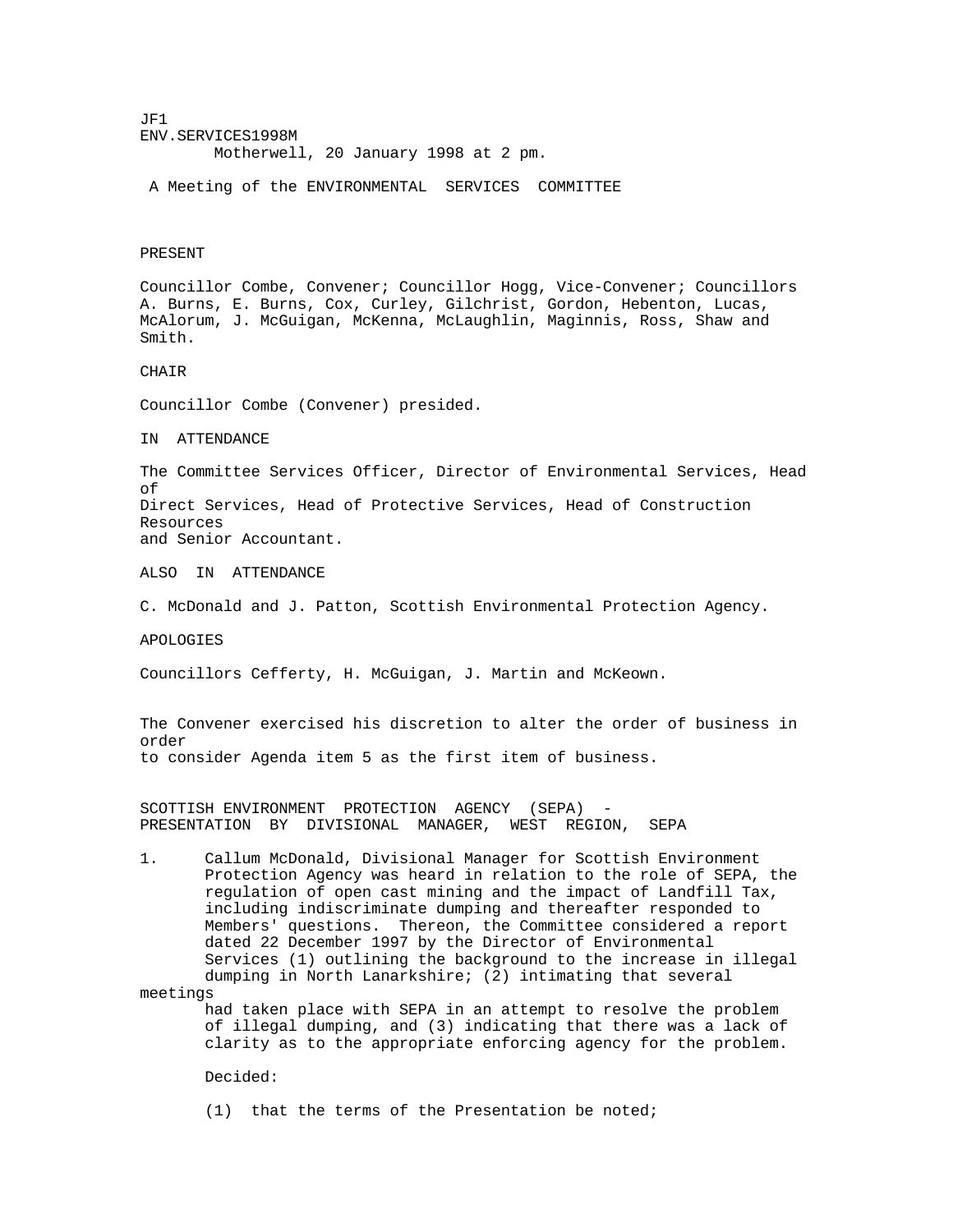JF1
ENV.SERVICES1998M

Motherwell, 20 January 1998 at 2 pm.

A Meeting of the ENVIRONMENTAL SERVICES COMMITTEE

PRESENT

Councillor Combe, Convener; Councillor Hogg, Vice-Convener; Councillors A. Burns, E. Burns, Cox, Curley, Gilchrist, Gordon, Hebenton, Lucas, McAlorum, J. McGuigan, McKenna, McLaughlin, Maginnis, Ross, Shaw and Smith.

CHAIR

Councillor Combe (Convener) presided.

IN ATTENDANCE

The Committee Services Officer, Director of Environmental Services, Head of Direct Services, Head of Protective Services, Head of Construction Resources and Senior Accountant.

ALSO IN ATTENDANCE

C. McDonald and J. Patton, Scottish Environmental Protection Agency.

APOLOGIES

Councillors Cefferty, H. McGuigan, J. Martin and McKeown.

The Convener exercised his discretion to alter the order of business in order to consider Agenda item 5 as the first item of business.

SCOTTISH ENVIRONMENT PROTECTION AGENCY (SEPA) - PRESENTATION BY DIVISIONAL MANAGER, WEST REGION, SEPA

1. Callum McDonald, Divisional Manager for Scottish Environment Protection Agency was heard in relation to the role of SEPA, the regulation of open cast mining and the impact of Landfill Tax, including indiscriminate dumping and thereafter responded to Members' questions. Thereon, the Committee considered a report dated 22 December 1997 by the Director of Environmental Services (1) outlining the background to the increase in illegal dumping in North Lanarkshire; (2) intimating that several meetings had taken place with SEPA in an attempt to resolve the problem of illegal dumping, and (3) indicating that there was a lack of clarity as to the appropriate enforcing agency for the problem.

Decided:

(1) that the terms of the Presentation be noted;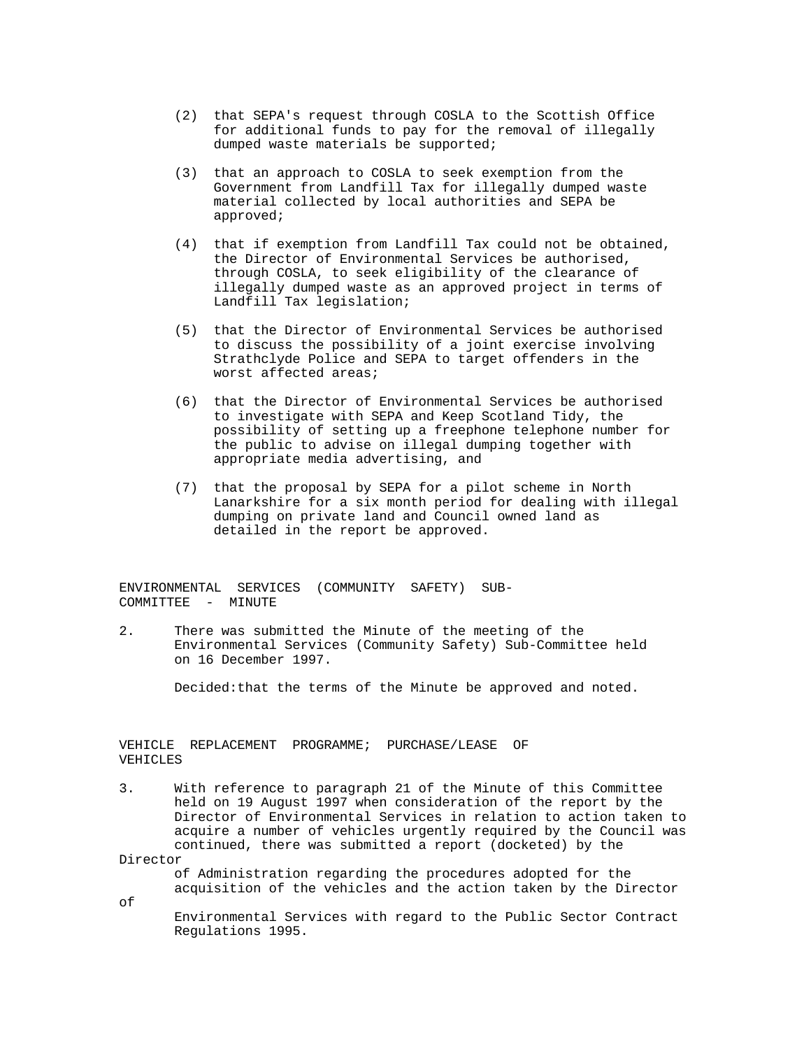(2) that SEPA's request through COSLA to the Scottish Office for additional funds to pay for the removal of illegally dumped waste materials be supported;

(3) that an approach to COSLA to seek exemption from the Government from Landfill Tax for illegally dumped waste material collected by local authorities and SEPA be approved;

(4) that if exemption from Landfill Tax could not be obtained, the Director of Environmental Services be authorised, through COSLA, to seek eligibility of the clearance of illegally dumped waste as an approved project in terms of Landfill Tax legislation;

(5) that the Director of Environmental Services be authorised to discuss the possibility of a joint exercise involving Strathclyde Police and SEPA to target offenders in the worst affected areas;

(6) that the Director of Environmental Services be authorised to investigate with SEPA and Keep Scotland Tidy, the possibility of setting up a freephone telephone number for the public to advise on illegal dumping together with appropriate media advertising, and

(7) that the proposal by SEPA for a pilot scheme in North Lanarkshire for a six month period for dealing with illegal dumping on private land and Council owned land as detailed in the report be approved.

## ENVIRONMENTAL SERVICES (COMMUNITY SAFETY) SUB-COMMITTEE - MINUTE

2. There was submitted the Minute of the meeting of the Environmental Services (Community Safety) Sub-Committee held on 16 December 1997.

   Decided: that the terms of the Minute be approved and noted.

## VEHICLE REPLACEMENT PROGRAMME; PURCHASE/LEASE OF VEHICLES

3. With reference to paragraph 21 of the Minute of this Committee held on 19 August 1997 when consideration of the report by the Director of Environmental Services in relation to action taken to acquire a number of vehicles urgently required by the Council was continued, there was submitted a report (docketed) by the Director of Administration regarding the procedures adopted for the acquisition of the vehicles and the action taken by the Director of Environmental Services with regard to the Public Sector Contract Regulations 1995.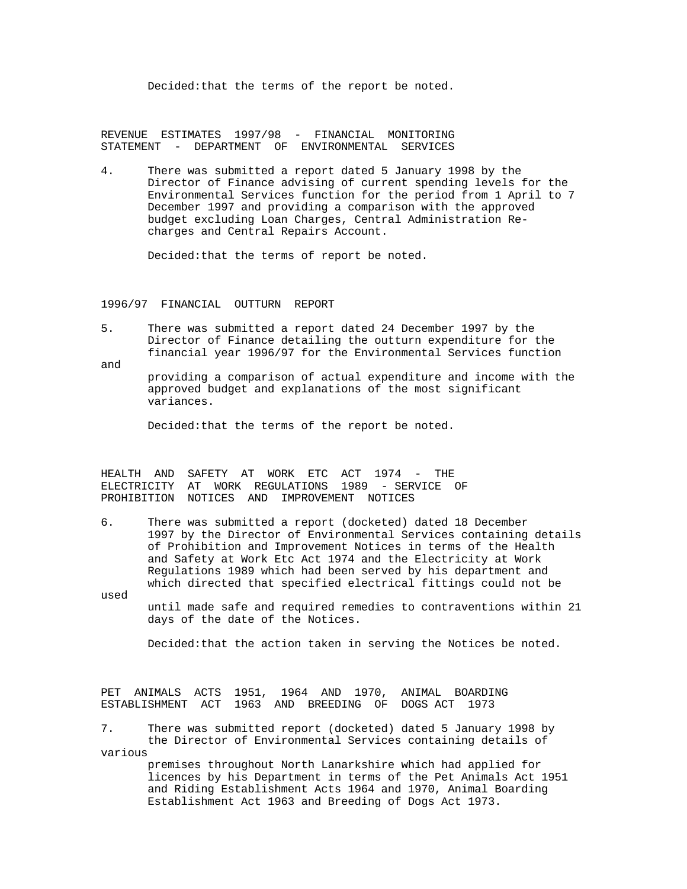Decided: that the terms of the report be noted.

REVENUE ESTIMATES 1997/98 - FINANCIAL MONITORING STATEMENT - DEPARTMENT OF ENVIRONMENTAL SERVICES

4. There was submitted a report dated 5 January 1998 by the Director of Finance advising of current spending levels for the Environmental Services function for the period from 1 April to 7 December 1997 and providing a comparison with the approved budget excluding Loan Charges, Central Administration Re-charges and Central Repairs Account.

Decided: that the terms of report be noted.

1996/97 FINANCIAL OUTTURN REPORT

5. There was submitted a report dated 24 December 1997 by the Director of Finance detailing the outturn expenditure for the financial year 1996/97 for the Environmental Services function and providing a comparison of actual expenditure and income with the approved budget and explanations of the most significant variances.

Decided: that the terms of the report be noted.

HEALTH AND SAFETY AT WORK ETC ACT 1974 - THE ELECTRICITY AT WORK REGULATIONS 1989 - SERVICE OF PROHIBITION NOTICES AND IMPROVEMENT NOTICES

6. There was submitted a report (docketed) dated 18 December 1997 by the Director of Environmental Services containing details of Prohibition and Improvement Notices in terms of the Health and Safety at Work Etc Act 1974 and the Electricity at Work Regulations 1989 which had been served by his department and which directed that specified electrical fittings could not be used until made safe and required remedies to contraventions within 21 days of the date of the Notices.

Decided: that the action taken in serving the Notices be noted.

PET ANIMALS ACTS 1951, 1964 AND 1970, ANIMAL BOARDING ESTABLISHMENT ACT 1963 AND BREEDING OF DOGS ACT 1973

7. There was submitted report (docketed) dated 5 January 1998 by the Director of Environmental Services containing details of various premises throughout North Lanarkshire which had applied for licences by his Department in terms of the Pet Animals Act 1951 and Riding Establishment Acts 1964 and 1970, Animal Boarding Establishment Act 1963 and Breeding of Dogs Act 1973.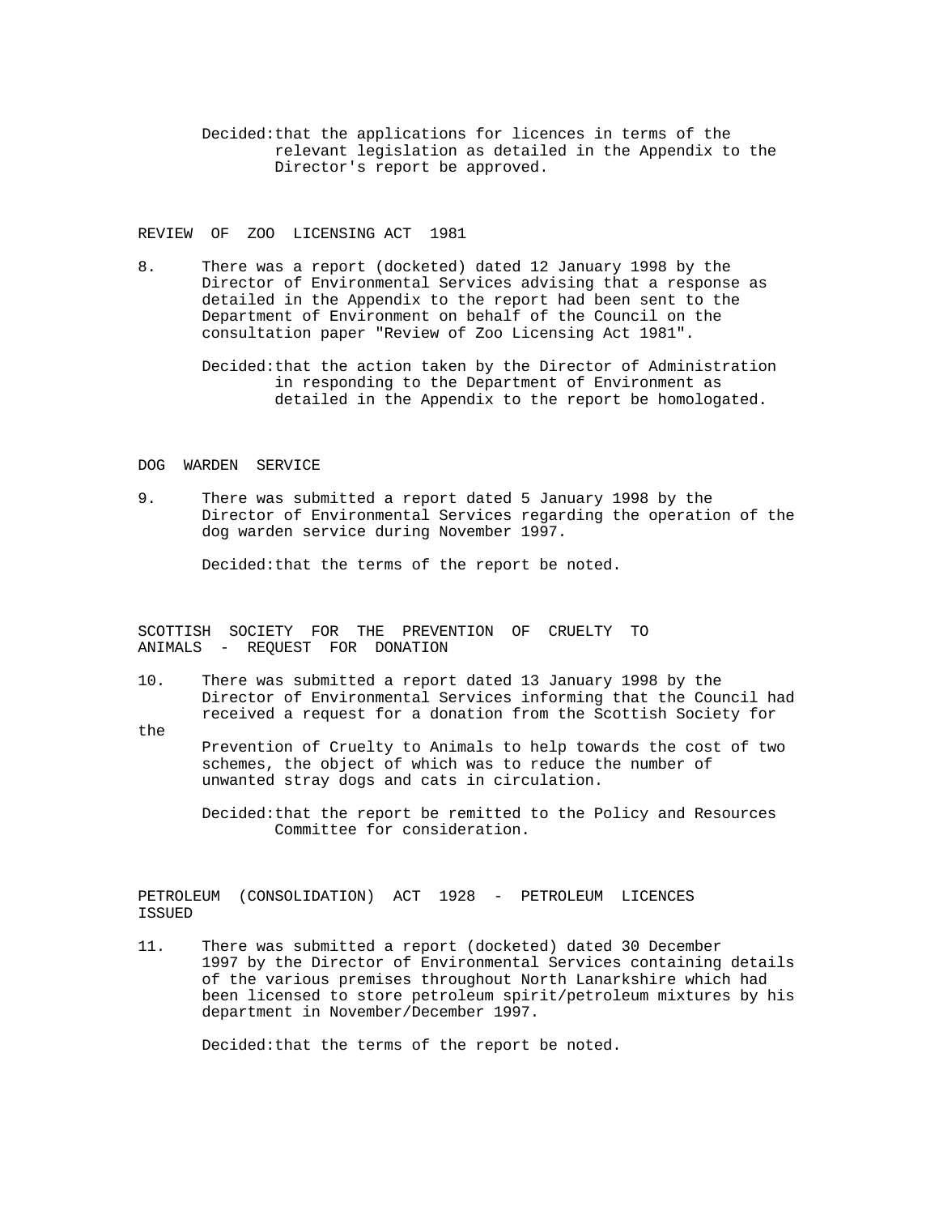Decided: that the applications for licences in terms of the relevant legislation as detailed in the Appendix to the Director's report be approved.

## REVIEW OF ZOO LICENSING ACT 1981

8. There was a report (docketed) dated 12 January 1998 by the Director of Environmental Services advising that a response as detailed in the Appendix to the report had been sent to the Department of Environment on behalf of the Council on the consultation paper "Review of Zoo Licensing Act 1981".

   Decided: that the action taken by the Director of Administration in responding to the Department of Environment as detailed in the Appendix to the report be homologated.

## DOG WARDEN SERVICE

9. There was submitted a report dated 5 January 1998 by the Director of Environmental Services regarding the operation of the dog warden service during November 1997.

   Decided: that the terms of the report be noted.

## SCOTTISH SOCIETY FOR THE PREVENTION OF CRUELTY TO ANIMALS - REQUEST FOR DONATION

10. There was submitted a report dated 13 January 1998 by the Director of Environmental Services informing that the Council had received a request for a donation from the Scottish Society for the Prevention of Cruelty to Animals to help towards the cost of two schemes, the object of which was to reduce the number of unwanted stray dogs and cats in circulation.

    Decided: that the report be remitted to the Policy and Resources Committee for consideration.

## PETROLEUM (CONSOLIDATION) ACT 1928 - PETROLEUM LICENCES ISSUED

11. There was submitted a report (docketed) dated 30 December 1997 by the Director of Environmental Services containing details of the various premises throughout North Lanarkshire which had been licensed to store petroleum spirit/petroleum mixtures by his department in November/December 1997.

    Decided: that the terms of the report be noted.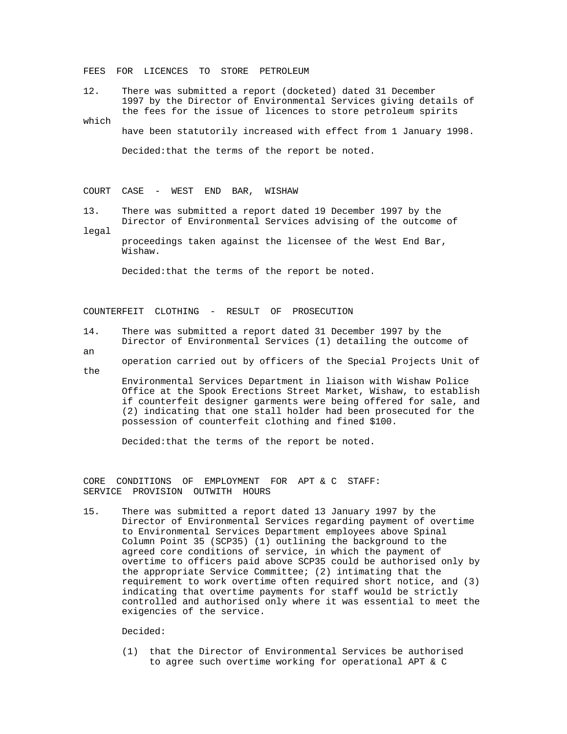FEES FOR LICENCES TO STORE PETROLEUM

12. There was submitted a report (docketed) dated 31 December 1997 by the Director of Environmental Services giving details of the fees for the issue of licences to store petroleum spirits which have been statutorily increased with effect from 1 January 1998.

Decided: that the terms of the report be noted.

COURT CASE - WEST END BAR, WISHAW

13. There was submitted a report dated 19 December 1997 by the Director of Environmental Services advising of the outcome of legal proceedings taken against the licensee of the West End Bar, Wishaw.

Decided: that the terms of the report be noted.

COUNTERFEIT CLOTHING - RESULT OF PROSECUTION

14. There was submitted a report dated 31 December 1997 by the Director of Environmental Services (1) detailing the outcome of an operation carried out by officers of the Special Projects Unit of the Environmental Services Department in liaison with Wishaw Police Office at the Spook Erections Street Market, Wishaw, to establish if counterfeit designer garments were being offered for sale, and (2) indicating that one stall holder had been prosecuted for the possession of counterfeit clothing and fined $100.

Decided: that the terms of the report be noted.

CORE CONDITIONS OF EMPLOYMENT FOR APT & C STAFF: SERVICE PROVISION OUTWITH HOURS

15. There was submitted a report dated 13 January 1997 by the Director of Environmental Services regarding payment of overtime to Environmental Services Department employees above Spinal Column Point 35 (SCP35) (1) outlining the background to the agreed core conditions of service, in which the payment of overtime to officers paid above SCP35 could be authorised only by the appropriate Service Committee; (2) intimating that the requirement to work overtime often required short notice, and (3) indicating that overtime payments for staff would be strictly controlled and authorised only where it was essential to meet the exigencies of the service.

Decided:

(1) that the Director of Environmental Services be authorised to agree such overtime working for operational APT & C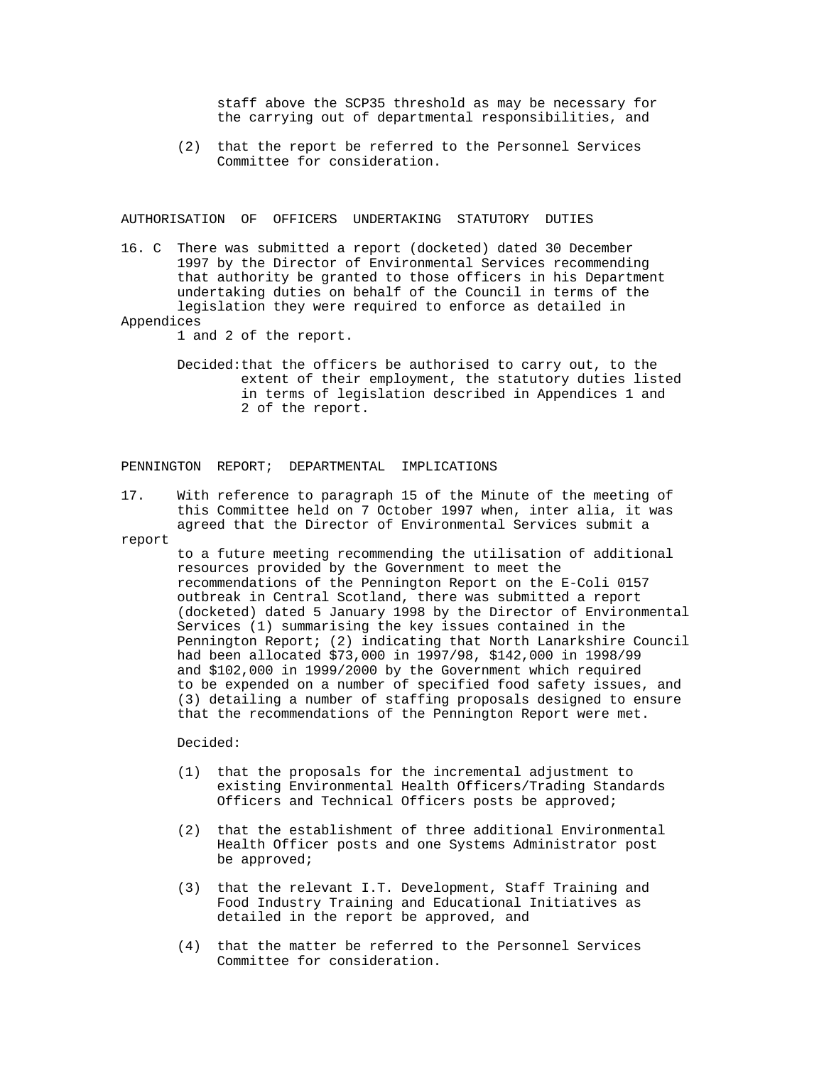staff above the SCP35 threshold as may be necessary for the carrying out of departmental responsibilities, and

(2) that the report be referred to the Personnel Services Committee for consideration.

## AUTHORISATION OF OFFICERS UNDERTAKING STATUTORY DUTIES

16. C There was submitted a report (docketed) dated 30 December 1997 by the Director of Environmental Services recommending that authority be granted to those officers in his Department undertaking duties on behalf of the Council in terms of the legislation they were required to enforce as detailed in Appendices 1 and 2 of the report.

Decided: that the officers be authorised to carry out, to the extent of their employment, the statutory duties listed in terms of legislation described in Appendices 1 and 2 of the report.

## PENNINGTON REPORT; DEPARTMENTAL IMPLICATIONS

17. With reference to paragraph 15 of the Minute of the meeting of this Committee held on 7 October 1997 when, inter alia, it was agreed that the Director of Environmental Services submit a report to a future meeting recommending the utilisation of additional resources provided by the Government to meet the recommendations of the Pennington Report on the E-Coli 0157 outbreak in Central Scotland, there was submitted a report (docketed) dated 5 January 1998 by the Director of Environmental Services (1) summarising the key issues contained in the Pennington Report; (2) indicating that North Lanarkshire Council had been allocated $73,000 in 1997/98, $142,000 in 1998/99 and $102,000 in 1999/2000 by the Government which required to be expended on a number of specified food safety issues, and (3) detailing a number of staffing proposals designed to ensure that the recommendations of the Pennington Report were met.

Decided:

(1) that the proposals for the incremental adjustment to existing Environmental Health Officers/Trading Standards Officers and Technical Officers posts be approved;

(2) that the establishment of three additional Environmental Health Officer posts and one Systems Administrator post be approved;

(3) that the relevant I.T. Development, Staff Training and Food Industry Training and Educational Initiatives as detailed in the report be approved, and

(4) that the matter be referred to the Personnel Services Committee for consideration.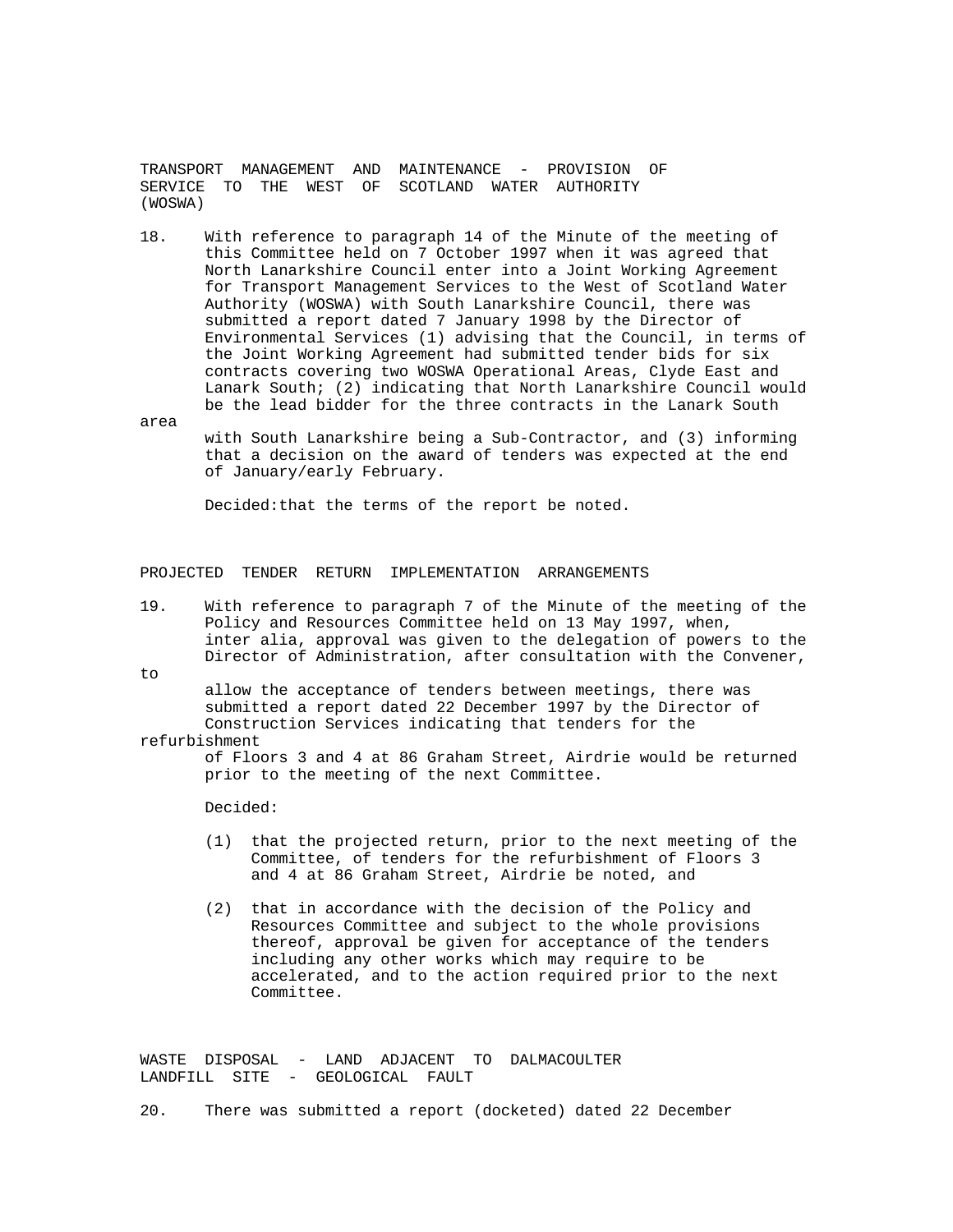TRANSPORT MANAGEMENT AND MAINTENANCE - PROVISION OF SERVICE TO THE WEST OF SCOTLAND WATER AUTHORITY (WOSWA)

18. With reference to paragraph 14 of the Minute of the meeting of this Committee held on 7 October 1997 when it was agreed that North Lanarkshire Council enter into a Joint Working Agreement for Transport Management Services to the West of Scotland Water Authority (WOSWA) with South Lanarkshire Council, there was submitted a report dated 7 January 1998 by the Director of Environmental Services (1) advising that the Council, in terms of the Joint Working Agreement had submitted tender bids for six contracts covering two WOSWA Operational Areas, Clyde East and Lanark South; (2) indicating that North Lanarkshire Council would be the lead bidder for the three contracts in the Lanark South area with South Lanarkshire being a Sub-Contractor, and (3) informing that a decision on the award of tenders was expected at the end of January/early February.

Decided:that the terms of the report be noted.

PROJECTED TENDER RETURN IMPLEMENTATION ARRANGEMENTS

19. With reference to paragraph 7 of the Minute of the meeting of the Policy and Resources Committee held on 13 May 1997, when, inter alia, approval was given to the delegation of powers to the Director of Administration, after consultation with the Convener, to allow the acceptance of tenders between meetings, there was submitted a report dated 22 December 1997 by the Director of Construction Services indicating that tenders for the refurbishment of Floors 3 and 4 at 86 Graham Street, Airdrie would be returned prior to the meeting of the next Committee.

Decided:

(1) that the projected return, prior to the next meeting of the Committee, of tenders for the refurbishment of Floors 3 and 4 at 86 Graham Street, Airdrie be noted, and

(2) that in accordance with the decision of the Policy and Resources Committee and subject to the whole provisions thereof, approval be given for acceptance of the tenders including any other works which may require to be accelerated, and to the action required prior to the next Committee.

WASTE DISPOSAL - LAND ADJACENT TO DALMACOULTER LANDFILL SITE - GEOLOGICAL FAULT

20. There was submitted a report (docketed) dated 22 December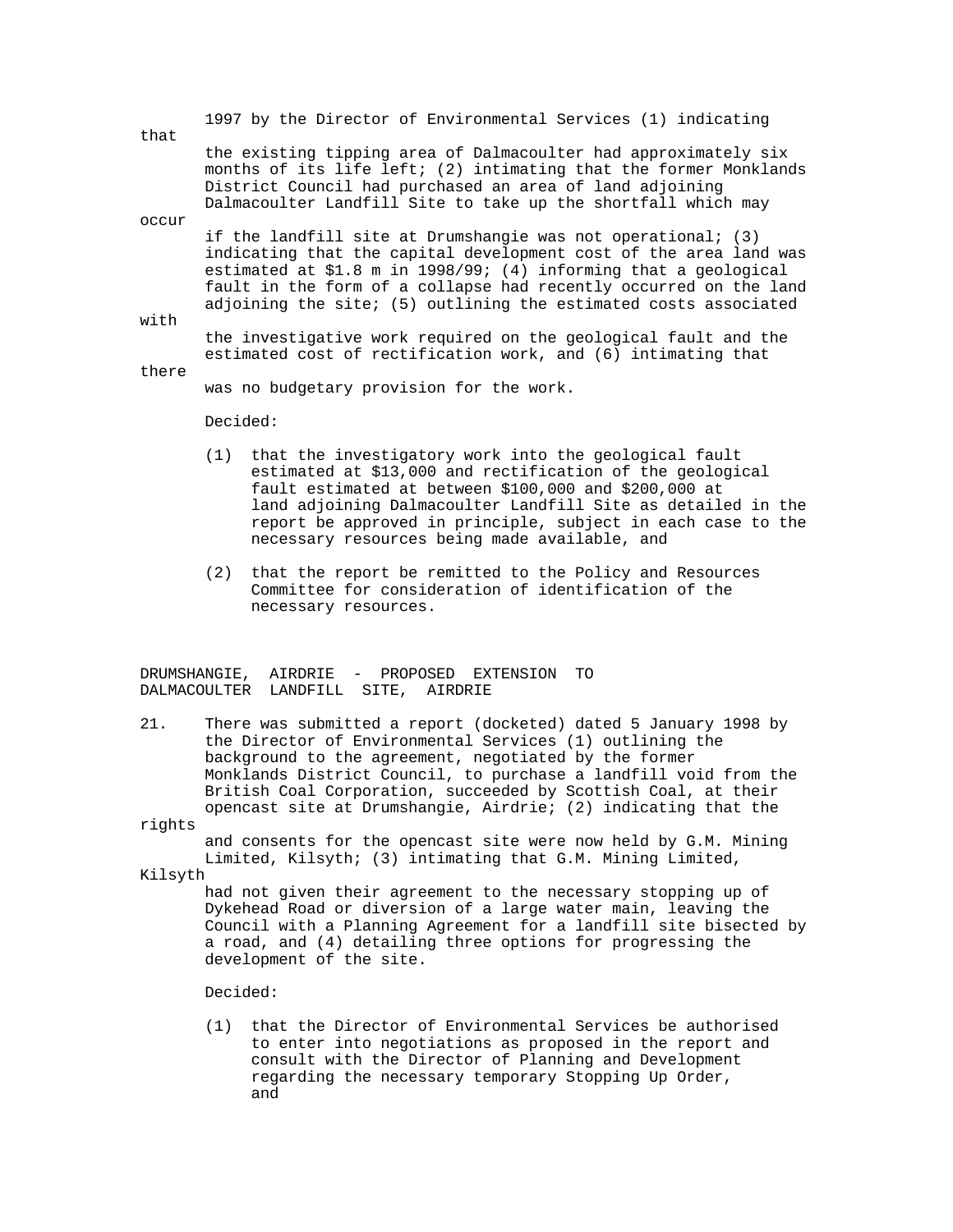1997 by the Director of Environmental Services (1) indicating that the existing tipping area of Dalmacoulter had approximately six months of its life left; (2) intimating that the former Monklands District Council had purchased an area of land adjoining Dalmacoulter Landfill Site to take up the shortfall which may occur if the landfill site at Drumshangie was not operational; (3) indicating that the capital development cost of the area land was estimated at $1.8 m in 1998/99; (4) informing that a geological fault in the form of a collapse had recently occurred on the land adjoining the site; (5) outlining the estimated costs associated with the investigative work required on the geological fault and the estimated cost of rectification work, and (6) intimating that there was no budgetary provision for the work.

Decided:

(1) that the investigatory work into the geological fault estimated at $13,000 and rectification of the geological fault estimated at between $100,000 and $200,000 at land adjoining Dalmacoulter Landfill Site as detailed in the report be approved in principle, subject in each case to the necessary resources being made available, and

(2) that the report be remitted to the Policy and Resources Committee for consideration of identification of the necessary resources.

DRUMSHANGIE, AIRDRIE - PROPOSED EXTENSION TO DALMACOULTER LANDFILL SITE, AIRDRIE

21. There was submitted a report (docketed) dated 5 January 1998 by the Director of Environmental Services (1) outlining the background to the agreement, negotiated by the former Monklands District Council, to purchase a landfill void from the British Coal Corporation, succeeded by Scottish Coal, at their opencast site at Drumshangie, Airdrie; (2) indicating that the rights and consents for the opencast site were now held by G.M. Mining Limited, Kilsyth; (3) intimating that G.M. Mining Limited, Kilsyth had not given their agreement to the necessary stopping up of Dykehead Road or diversion of a large water main, leaving the Council with a Planning Agreement for a landfill site bisected by a road, and (4) detailing three options for progressing the development of the site.

Decided:

(1) that the Director of Environmental Services be authorised to enter into negotiations as proposed in the report and consult with the Director of Planning and Development regarding the necessary temporary Stopping Up Order, and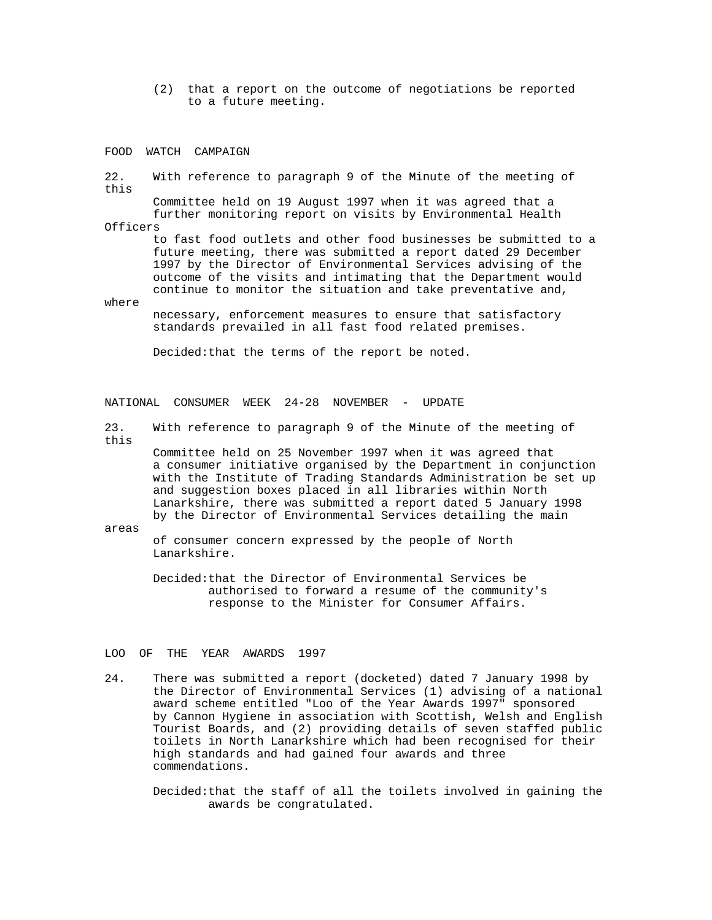(2) that a report on the outcome of negotiations be reported to a future meeting.

## FOOD WATCH CAMPAIGN

22. With reference to paragraph 9 of the Minute of the meeting of this Committee held on 19 August 1997 when it was agreed that a further monitoring report on visits by Environmental Health Officers to fast food outlets and other food businesses be submitted to a future meeting, there was submitted a report dated 29 December 1997 by the Director of Environmental Services advising of the outcome of the visits and intimating that the Department would continue to monitor the situation and take preventative and, where necessary, enforcement measures to ensure that satisfactory standards prevailed in all fast food related premises.

Decided: that the terms of the report be noted.

## NATIONAL CONSUMER WEEK 24-28 NOVEMBER - UPDATE

23. With reference to paragraph 9 of the Minute of the meeting of this Committee held on 25 November 1997 when it was agreed that a consumer initiative organised by the Department in conjunction with the Institute of Trading Standards Administration be set up and suggestion boxes placed in all libraries within North Lanarkshire, there was submitted a report dated 5 January 1998 by the Director of Environmental Services detailing the main areas of consumer concern expressed by the people of North Lanarkshire.

Decided: that the Director of Environmental Services be authorised to forward a resume of the community's response to the Minister for Consumer Affairs.

## LOO OF THE YEAR AWARDS 1997

24. There was submitted a report (docketed) dated 7 January 1998 by the Director of Environmental Services (1) advising of a national award scheme entitled "Loo of the Year Awards 1997" sponsored by Cannon Hygiene in association with Scottish, Welsh and English Tourist Boards, and (2) providing details of seven staffed public toilets in North Lanarkshire which had been recognised for their high standards and had gained four awards and three commendations.

Decided: that the staff of all the toilets involved in gaining the awards be congratulated.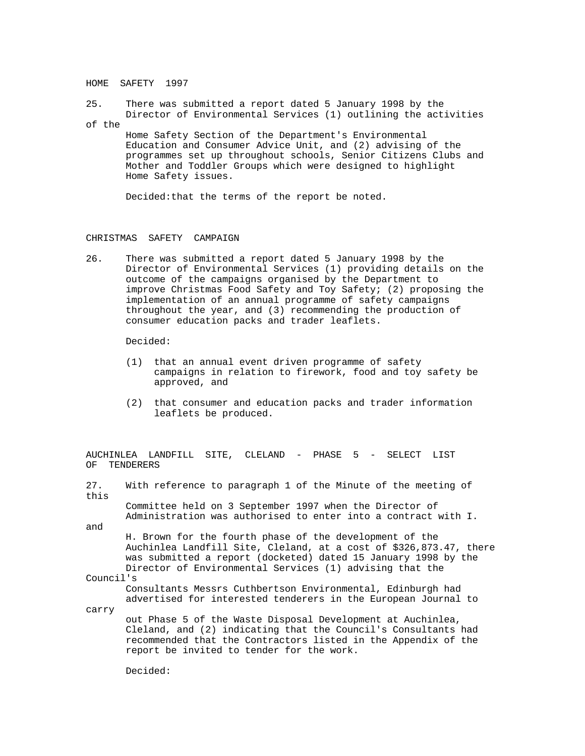## HOME SAFETY 1997

25. There was submitted a report dated 5 January 1998 by the Director of Environmental Services (1) outlining the activities of the Home Safety Section of the Department's Environmental Education and Consumer Advice Unit, and (2) advising of the programmes set up throughout schools, Senior Citizens Clubs and Mother and Toddler Groups which were designed to highlight Home Safety issues.

Decided: that the terms of the report be noted.

## CHRISTMAS SAFETY CAMPAIGN

26. There was submitted a report dated 5 January 1998 by the Director of Environmental Services (1) providing details on the outcome of the campaigns organised by the Department to improve Christmas Food Safety and Toy Safety; (2) proposing the implementation of an annual programme of safety campaigns throughout the year, and (3) recommending the production of consumer education packs and trader leaflets.

Decided:

(1) that an annual event driven programme of safety campaigns in relation to firework, food and toy safety be approved, and

(2) that consumer and education packs and trader information leaflets be produced.

## AUCHINLEA LANDFILL SITE, CLELAND - PHASE 5 - SELECT LIST OF TENDERERS

27. With reference to paragraph 1 of the Minute of the meeting of this Committee held on 3 September 1997 when the Director of Administration was authorised to enter into a contract with I. and H. Brown for the fourth phase of the development of the Auchinlea Landfill Site, Cleland, at a cost of $326,873.47, there was submitted a report (docketed) dated 15 January 1998 by the Director of Environmental Services (1) advising that the Council's Consultants Messrs Cuthbertson Environmental, Edinburgh had advertised for interested tenderers in the European Journal to carry out Phase 5 of the Waste Disposal Development at Auchinlea, Cleland, and (2) indicating that the Council's Consultants had recommended that the Contractors listed in the Appendix of the report be invited to tender for the work.

Decided: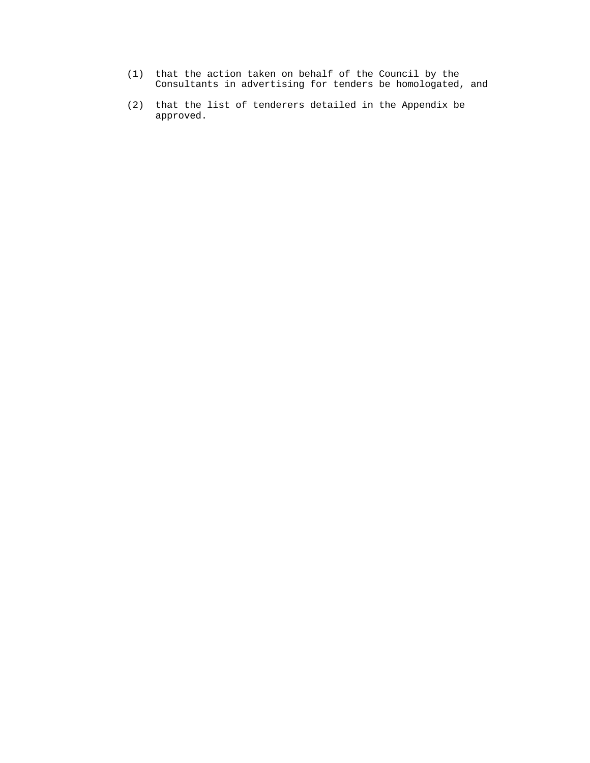(1) that the action taken on behalf of the Council by the Consultants in advertising for tenders be homologated, and

(2) that the list of tenderers detailed in the Appendix be approved.